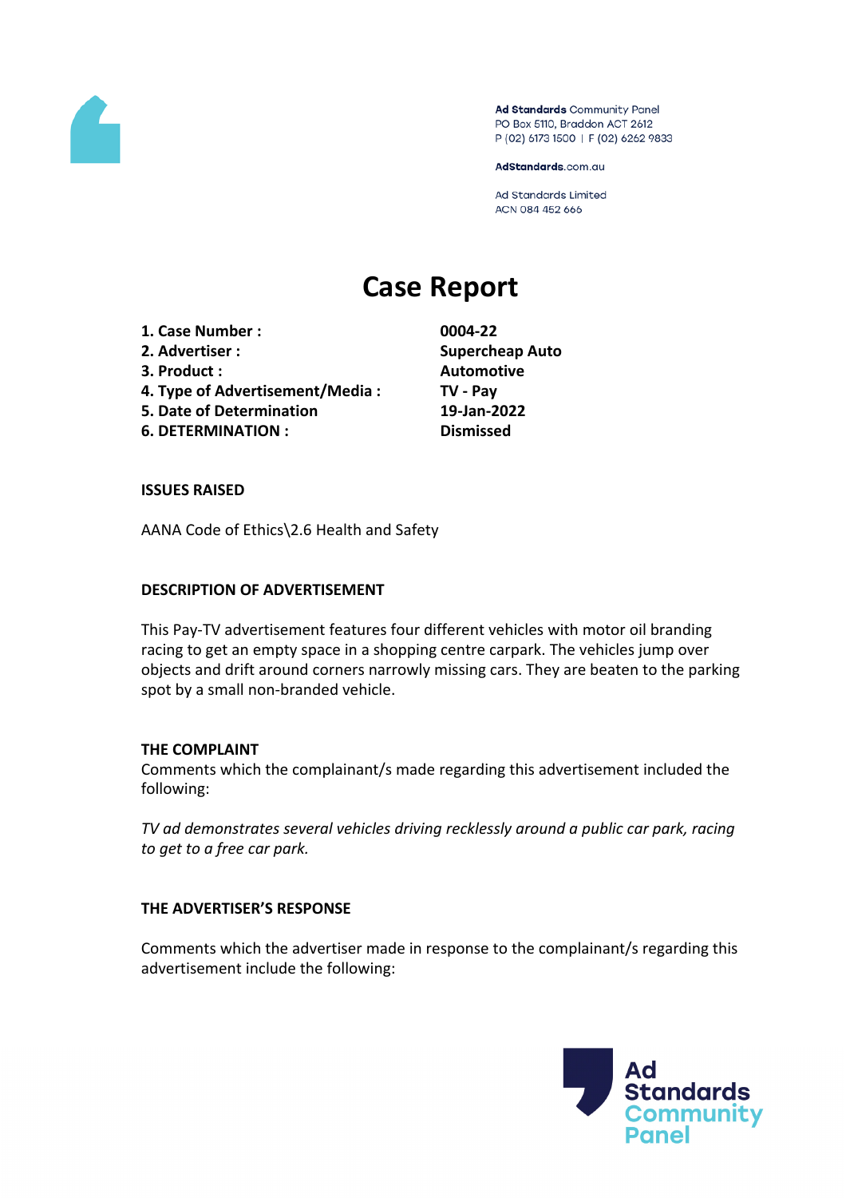Ad Standards Community Panel
PO Box 5110, Braddon ACT 2612
P (02) 6173 1500 | F (02) 6262 9833

AdStandards.com.au

Ad Standards Limited
ACN 084 452 666

# Case Report

| | |
|---|---|
| **1. Case Number :** | **0004-22** |
| **2. Advertiser :** | **Supercheap Auto** |
| **3. Product :** | **Automotive** |
| **4. Type of Advertisement/Media :** | **TV - Pay** |
| **5. Date of Determination** | **19-Jan-2022** |
| **6. DETERMINATION :** | **Dismissed** |

**ISSUES RAISED**

AANA Code of Ethics\2.6 Health and Safety

**DESCRIPTION OF ADVERTISEMENT**

This Pay-TV advertisement features four different vehicles with motor oil branding racing to get an empty space in a shopping centre carpark. The vehicles jump over objects and drift around corners narrowly missing cars. They are beaten to the parking spot by a small non-branded vehicle.

**THE COMPLAINT**

Comments which the complainant/s made regarding this advertisement included the following:

*TV ad demonstrates several vehicles driving recklessly around a public car park, racing to get to a free car park.*

**THE ADVERTISER'S RESPONSE**

Comments which the advertiser made in response to the complainant/s regarding this advertisement include the following: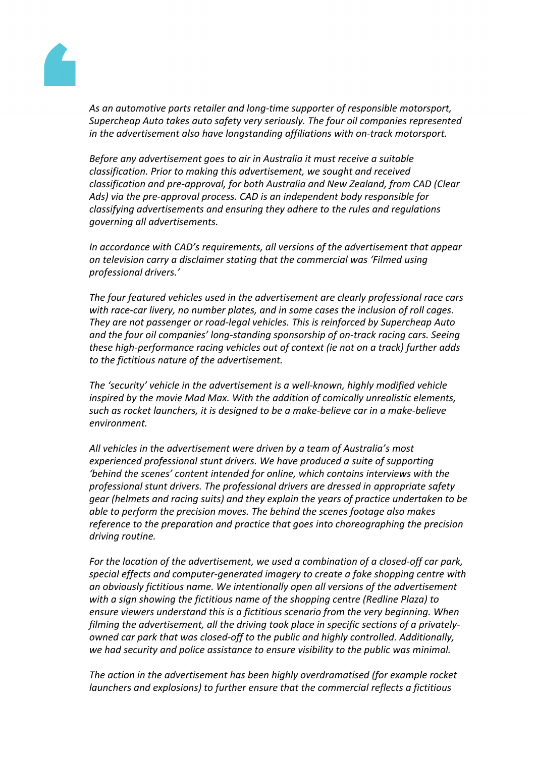*As an automotive parts retailer and long-time supporter of responsible motorsport, Supercheap Auto takes auto safety very seriously. The four oil companies represented in the advertisement also have longstanding affiliations with on-track motorsport.*

*Before any advertisement goes to air in Australia it must receive a suitable classification. Prior to making this advertisement, we sought and received classification and pre-approval, for both Australia and New Zealand, from CAD (Clear Ads) via the pre-approval process. CAD is an independent body responsible for classifying advertisements and ensuring they adhere to the rules and regulations governing all advertisements.*

*In accordance with CAD's requirements, all versions of the advertisement that appear on television carry a disclaimer stating that the commercial was 'Filmed using professional drivers.'*

*The four featured vehicles used in the advertisement are clearly professional race cars with race-car livery, no number plates, and in some cases the inclusion of roll cages. They are not passenger or road-legal vehicles. This is reinforced by Supercheap Auto and the four oil companies' long-standing sponsorship of on-track racing cars. Seeing these high-performance racing vehicles out of context (ie not on a track) further adds to the fictitious nature of the advertisement.*

*The 'security' vehicle in the advertisement is a well-known, highly modified vehicle inspired by the movie Mad Max. With the addition of comically unrealistic elements, such as rocket launchers, it is designed to be a make-believe car in a make-believe environment.*

*All vehicles in the advertisement were driven by a team of Australia's most experienced professional stunt drivers. We have produced a suite of supporting 'behind the scenes' content intended for online, which contains interviews with the professional stunt drivers. The professional drivers are dressed in appropriate safety gear (helmets and racing suits) and they explain the years of practice undertaken to be able to perform the precision moves. The behind the scenes footage also makes reference to the preparation and practice that goes into choreographing the precision driving routine.*

*For the location of the advertisement, we used a combination of a closed-off car park, special effects and computer-generated imagery to create a fake shopping centre with an obviously fictitious name. We intentionally open all versions of the advertisement with a sign showing the fictitious name of the shopping centre (Redline Plaza) to ensure viewers understand this is a fictitious scenario from the very beginning. When filming the advertisement, all the driving took place in specific sections of a privately-owned car park that was closed-off to the public and highly controlled. Additionally, we had security and police assistance to ensure visibility to the public was minimal.*

*The action in the advertisement has been highly overdramatised (for example rocket launchers and explosions) to further ensure that the commercial reflects a fictitious*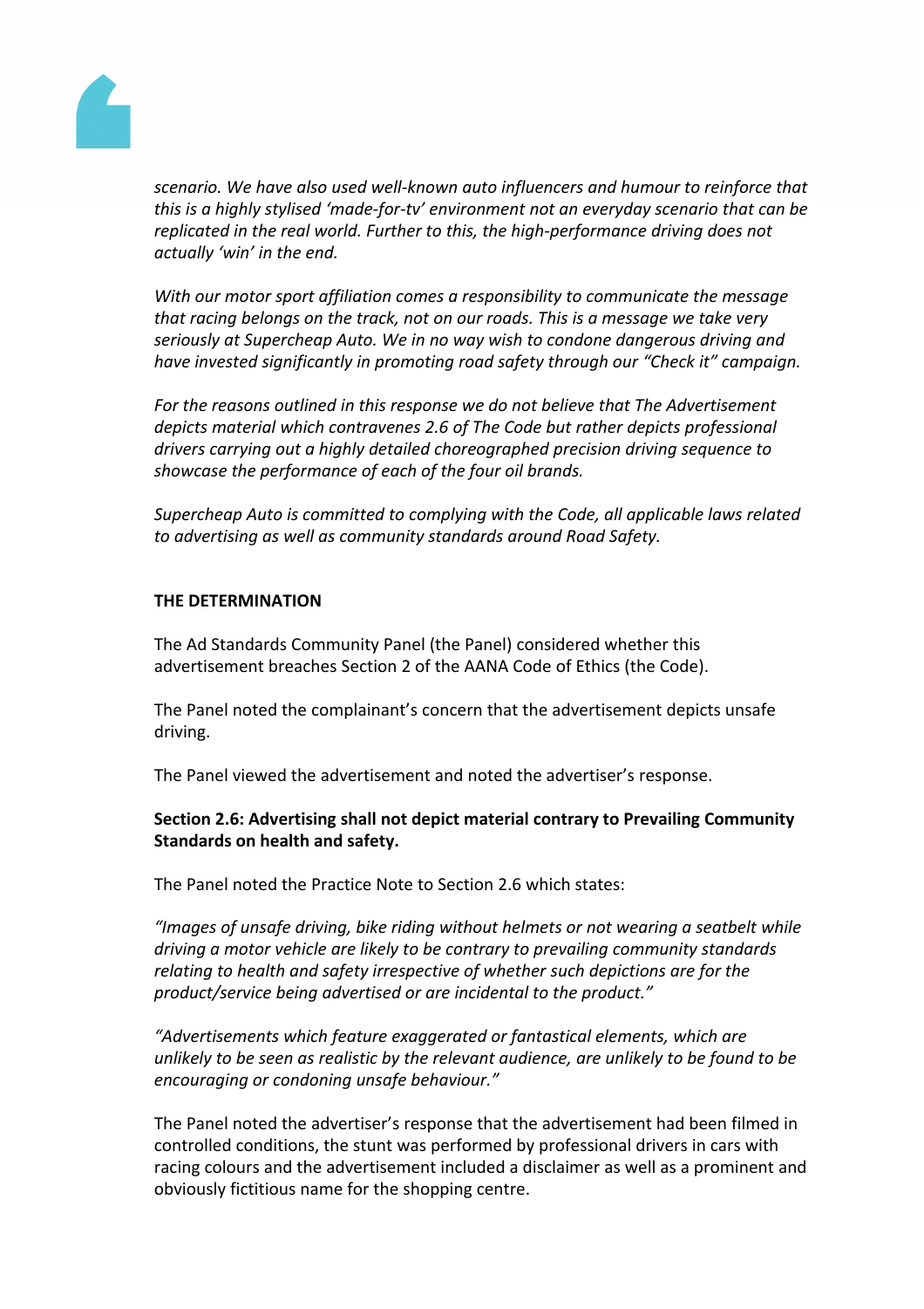*scenario. We have also used well-known auto influencers and humour to reinforce that this is a highly stylised 'made-for-tv' environment not an everyday scenario that can be replicated in the real world. Further to this, the high-performance driving does not actually 'win' in the end.*

*With our motor sport affiliation comes a responsibility to communicate the message that racing belongs on the track, not on our roads. This is a message we take very seriously at Supercheap Auto. We in no way wish to condone dangerous driving and have invested significantly in promoting road safety through our "Check it" campaign.*

*For the reasons outlined in this response we do not believe that The Advertisement depicts material which contravenes 2.6 of The Code but rather depicts professional drivers carrying out a highly detailed choreographed precision driving sequence to showcase the performance of each of the four oil brands.*

*Supercheap Auto is committed to complying with the Code, all applicable laws related to advertising as well as community standards around Road Safety.*

**THE DETERMINATION**

The Ad Standards Community Panel (the Panel) considered whether this advertisement breaches Section 2 of the AANA Code of Ethics (the Code).

The Panel noted the complainant's concern that the advertisement depicts unsafe driving.

The Panel viewed the advertisement and noted the advertiser's response.

**Section 2.6: Advertising shall not depict material contrary to Prevailing Community Standards on health and safety.**

The Panel noted the Practice Note to Section 2.6 which states:

*"Images of unsafe driving, bike riding without helmets or not wearing a seatbelt while driving a motor vehicle are likely to be contrary to prevailing community standards relating to health and safety irrespective of whether such depictions are for the product/service being advertised or are incidental to the product."*

*"Advertisements which feature exaggerated or fantastical elements, which are unlikely to be seen as realistic by the relevant audience, are unlikely to be found to be encouraging or condoning unsafe behaviour."*

The Panel noted the advertiser's response that the advertisement had been filmed in controlled conditions, the stunt was performed by professional drivers in cars with racing colours and the advertisement included a disclaimer as well as a prominent and obviously fictitious name for the shopping centre.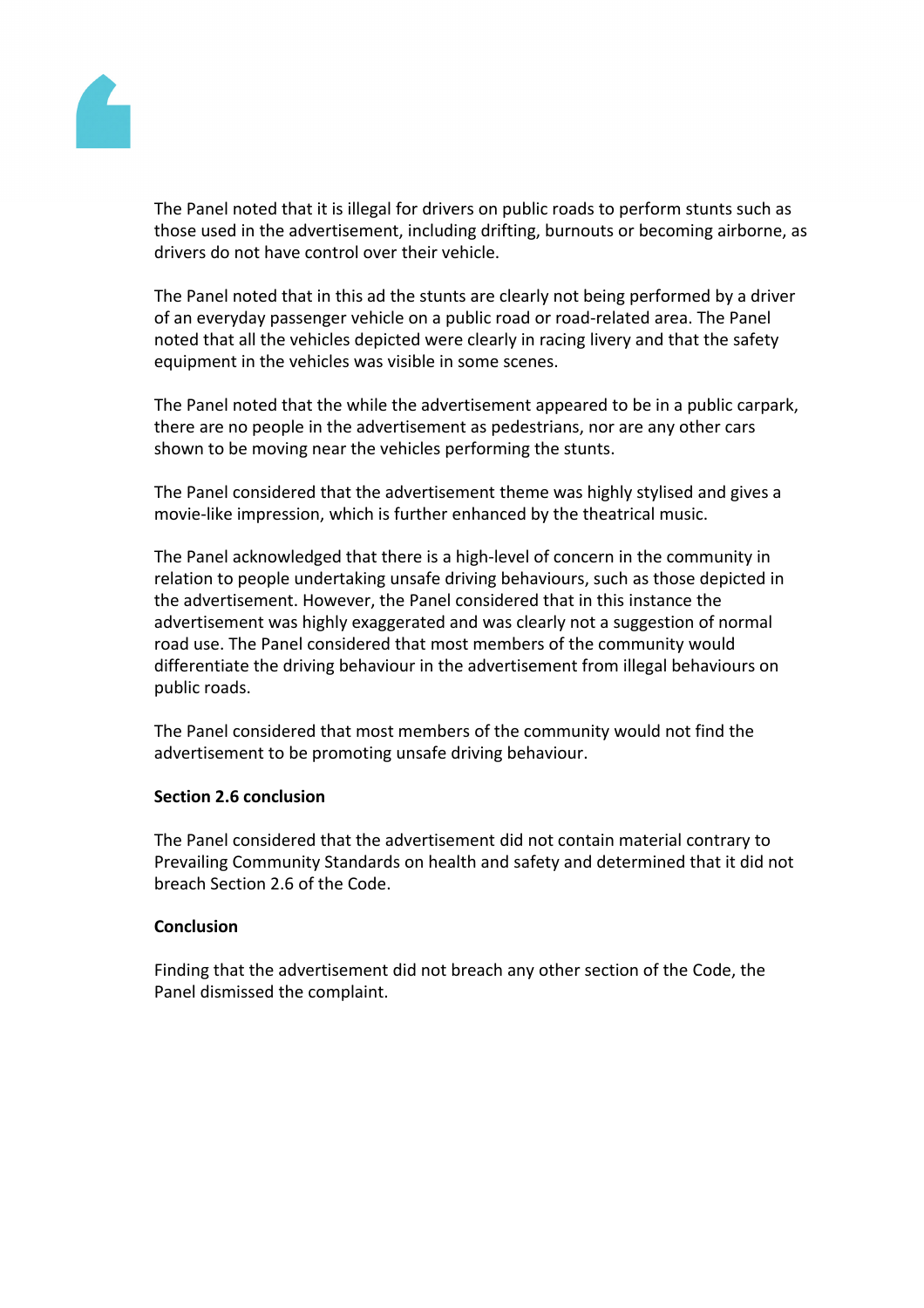The Panel noted that it is illegal for drivers on public roads to perform stunts such as those used in the advertisement, including drifting, burnouts or becoming airborne, as drivers do not have control over their vehicle.

The Panel noted that in this ad the stunts are clearly not being performed by a driver of an everyday passenger vehicle on a public road or road-related area. The Panel noted that all the vehicles depicted were clearly in racing livery and that the safety equipment in the vehicles was visible in some scenes.

The Panel noted that the while the advertisement appeared to be in a public carpark, there are no people in the advertisement as pedestrians, nor are any other cars shown to be moving near the vehicles performing the stunts.

The Panel considered that the advertisement theme was highly stylised and gives a movie-like impression, which is further enhanced by the theatrical music.

The Panel acknowledged that there is a high-level of concern in the community in relation to people undertaking unsafe driving behaviours, such as those depicted in the advertisement. However, the Panel considered that in this instance the advertisement was highly exaggerated and was clearly not a suggestion of normal road use. The Panel considered that most members of the community would differentiate the driving behaviour in the advertisement from illegal behaviours on public roads.

The Panel considered that most members of the community would not find the advertisement to be promoting unsafe driving behaviour.

**Section 2.6 conclusion**

The Panel considered that the advertisement did not contain material contrary to Prevailing Community Standards on health and safety and determined that it did not breach Section 2.6 of the Code.

**Conclusion**

Finding that the advertisement did not breach any other section of the Code, the Panel dismissed the complaint.